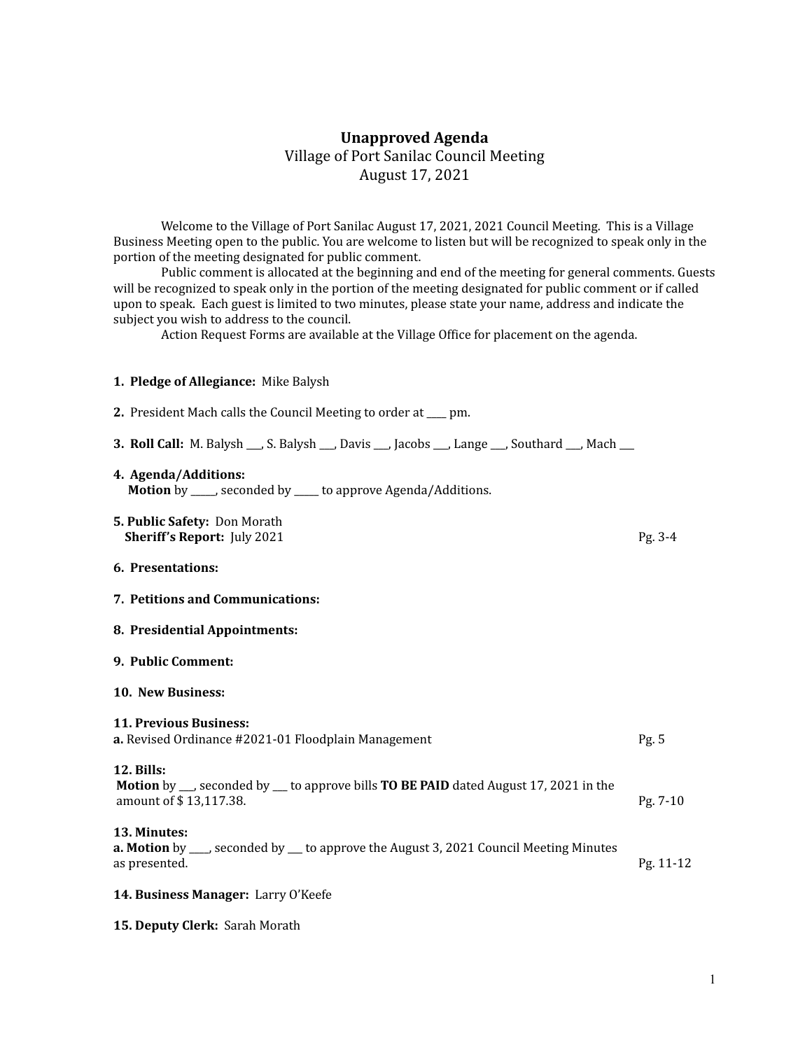# Unapproved Agenda

Village of Port Sanilac Council Meeting

August 17, 2021

Welcome to the Village of Port Sanilac August 17, 2021, 2021 Council Meeting. This is a Village Business Meeting open to the public. You are welcome to listen but will be recognized to speak only in the portion of the meeting designated for public comment.

Public comment is allocated at the beginning and end of the meeting for general comments. Guests will be recognized to speak only in the portion of the meeting designated for public comment or if called upon to speak. Each guest is limited to two minutes, please state your name, address and indicate the subject you wish to address to the council.

Action Request Forms are available at the Village Office for placement on the agenda.

**1. Pledge of Allegiance:** Mike Balysh

**2.** President Mach calls the Council Meeting to order at ____ pm.

**3. Roll Call:** M. Balysh ___, S. Balysh ___, Davis ___, Jacobs ___, Lange ___, Southard ___, Mach ___

**4. Agenda/Additions:**
**Motion** by _____, seconded by _____ to approve Agenda/Additions.

**5. Public Safety:** Don Morath
**Sheriff's Report:** July 2021 — Pg. 3-4

**6. Presentations:**

**7. Petitions and Communications:**

**8. Presidential Appointments:**

**9. Public Comment:**

**10. New Business:**

**11. Previous Business:**
**a.** Revised Ordinance #2021-01 Floodplain Management — Pg. 5

**12. Bills:**
**Motion** by ___, seconded by ___ to approve bills **TO BE PAID** dated August 17, 2021 in the amount of $ 13,117.38. — Pg. 7-10

**13. Minutes:**
**a. Motion** by ____, seconded by ___ to approve the August 3, 2021 Council Meeting Minutes as presented. — Pg. 11-12

**14. Business Manager:** Larry O'Keefe

**15. Deputy Clerk:** Sarah Morath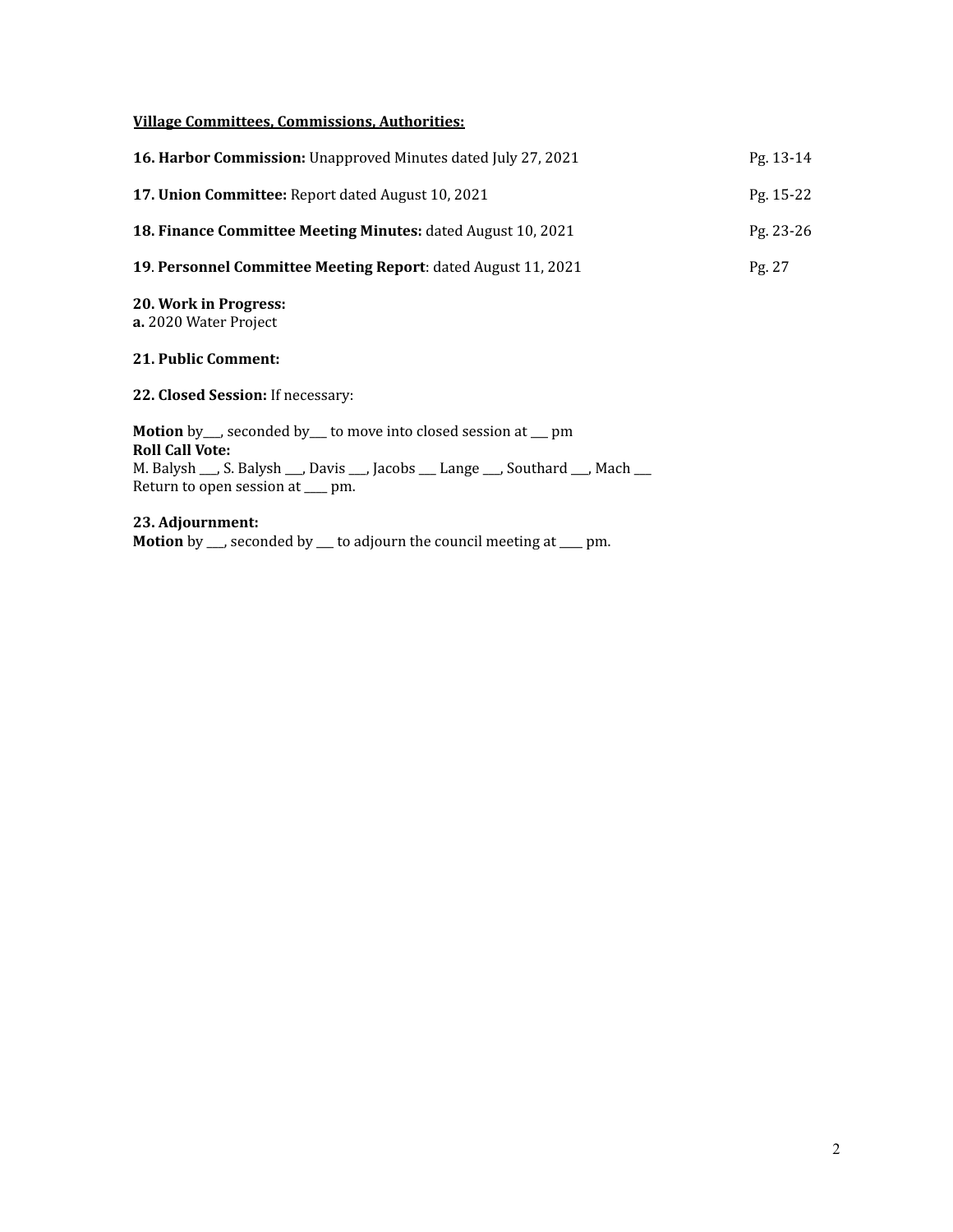**<u>Village Committees, Commissions, Authorities:</u>**

**16. Harbor Commission:** Unapproved Minutes dated July 27, 2021 Pg. 13-14

**17. Union Committee:** Report dated August 10, 2021 Pg. 15-22

**18. Finance Committee Meeting Minutes:** dated August 10, 2021 Pg. 23-26

**19**. **Personnel Committee Meeting Report**: dated August 11, 2021 Pg. 27

**20. Work in Progress:**
**a.** 2020 Water Project

**21. Public Comment:**

**22. Closed Session:** If necessary:

**Motion** by___, seconded by___ to move into closed session at ___ pm
**Roll Call Vote:**
M. Balysh ___, S. Balysh ___, Davis ___, Jacobs ___ Lange ___, Southard ___, Mach ___
Return to open session at ____ pm.

**23. Adjournment:**
**Motion** by ___, seconded by ___ to adjourn the council meeting at ____ pm.